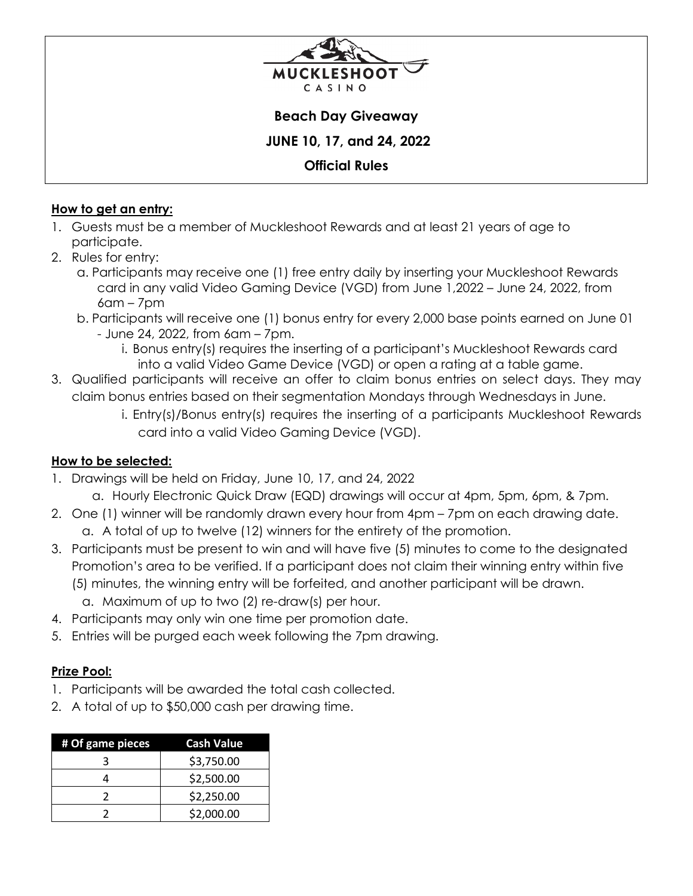MUCKLESHOOT CASINO

# Beach Day Giveaway

## JUNE 10, 17, and 24, 2022

## Official Rules

**How to get an entry:**

1. Guests must be a member of Muckleshoot Rewards and at least 21 years of age to participate.
2. Rules for entry:
   a. Participants may receive one (1) free entry daily by inserting your Muckleshoot Rewards card in any valid Video Gaming Device (VGD) from June 1,2022 – June 24, 2022, from 6am – 7pm
   b. Participants will receive one (1) bonus entry for every 2,000 base points earned on June 01 - June 24, 2022, from 6am – 7pm.
      i. Bonus entry(s) requires the inserting of a participant's Muckleshoot Rewards card into a valid Video Game Device (VGD) or open a rating at a table game.
3. Qualified participants will receive an offer to claim bonus entries on select days. They may claim bonus entries based on their segmentation Mondays through Wednesdays in June.
   i. Entry(s)/Bonus entry(s) requires the inserting of a participants Muckleshoot Rewards card into a valid Video Gaming Device (VGD).

**How to be selected:**

1. Drawings will be held on Friday, June 10, 17, and 24, 2022
   a. Hourly Electronic Quick Draw (EQD) drawings will occur at 4pm, 5pm, 6pm, & 7pm.
2. One (1) winner will be randomly drawn every hour from 4pm – 7pm on each drawing date.
   a. A total of up to twelve (12) winners for the entirety of the promotion.
3. Participants must be present to win and will have five (5) minutes to come to the designated Promotion's area to be verified. If a participant does not claim their winning entry within five (5) minutes, the winning entry will be forfeited, and another participant will be drawn.
   a. Maximum of up to two (2) re-draw(s) per hour.
4. Participants may only win one time per promotion date.
5. Entries will be purged each week following the 7pm drawing.

**Prize Pool:**

1. Participants will be awarded the total cash collected.
2. A total of up to $50,000 cash per drawing time.

| # Of game pieces | Cash Value |
|---|---|
| 3 | $3,750.00 |
| 4 | $2,500.00 |
| 2 | $2,250.00 |
| 2 | $2,000.00 |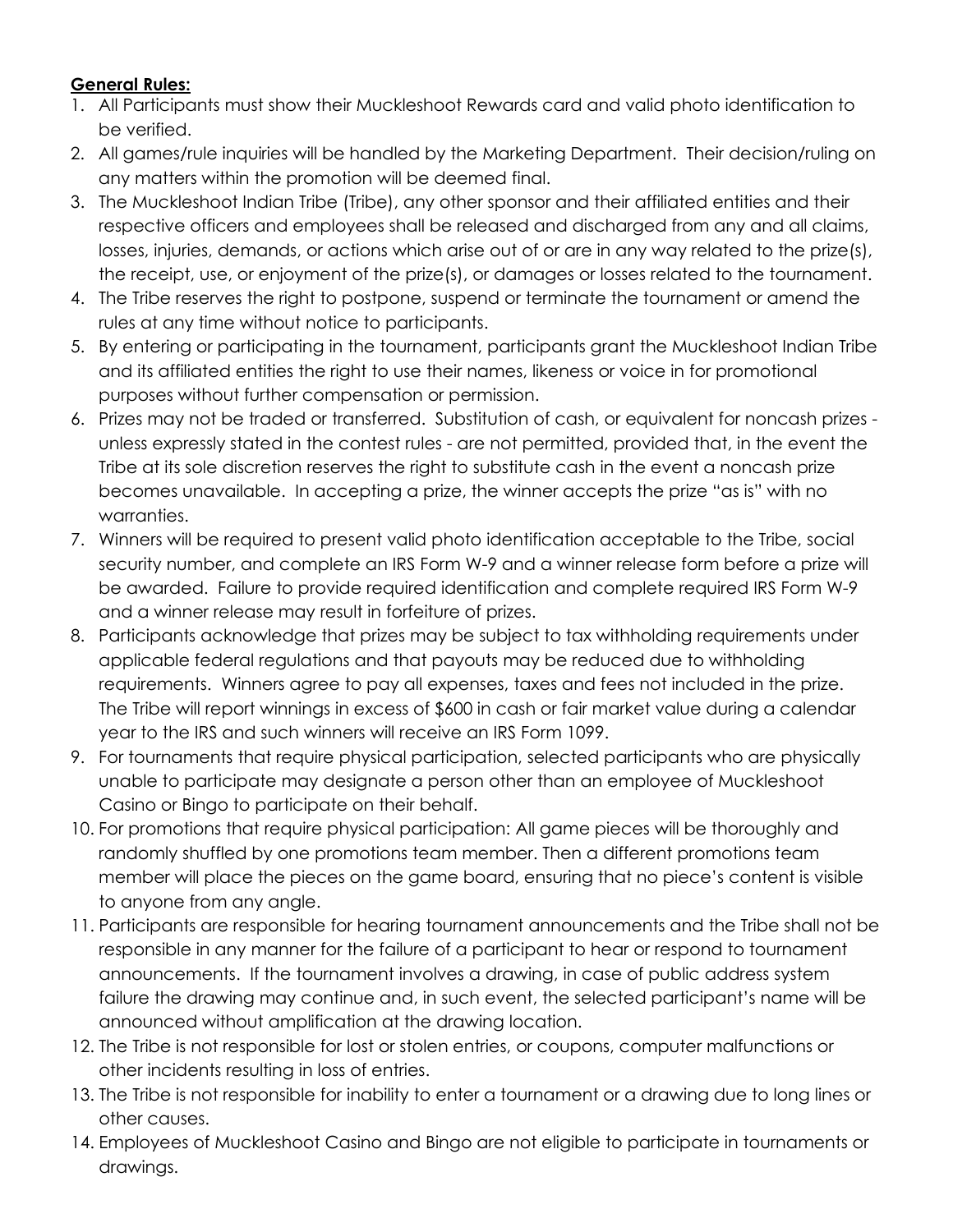**General Rules:**

1. All Participants must show their Muckleshoot Rewards card and valid photo identification to be verified.
2. All games/rule inquiries will be handled by the Marketing Department. Their decision/ruling on any matters within the promotion will be deemed final.
3. The Muckleshoot Indian Tribe (Tribe), any other sponsor and their affiliated entities and their respective officers and employees shall be released and discharged from any and all claims, losses, injuries, demands, or actions which arise out of or are in any way related to the prize(s), the receipt, use, or enjoyment of the prize(s), or damages or losses related to the tournament.
4. The Tribe reserves the right to postpone, suspend or terminate the tournament or amend the rules at any time without notice to participants.
5. By entering or participating in the tournament, participants grant the Muckleshoot Indian Tribe and its affiliated entities the right to use their names, likeness or voice in for promotional purposes without further compensation or permission.
6. Prizes may not be traded or transferred. Substitution of cash, or equivalent for noncash prizes - unless expressly stated in the contest rules - are not permitted, provided that, in the event the Tribe at its sole discretion reserves the right to substitute cash in the event a noncash prize becomes unavailable. In accepting a prize, the winner accepts the prize "as is" with no warranties.
7. Winners will be required to present valid photo identification acceptable to the Tribe, social security number, and complete an IRS Form W-9 and a winner release form before a prize will be awarded. Failure to provide required identification and complete required IRS Form W-9 and a winner release may result in forfeiture of prizes.
8. Participants acknowledge that prizes may be subject to tax withholding requirements under applicable federal regulations and that payouts may be reduced due to withholding requirements. Winners agree to pay all expenses, taxes and fees not included in the prize. The Tribe will report winnings in excess of $600 in cash or fair market value during a calendar year to the IRS and such winners will receive an IRS Form 1099.
9. For tournaments that require physical participation, selected participants who are physically unable to participate may designate a person other than an employee of Muckleshoot Casino or Bingo to participate on their behalf.
10. For promotions that require physical participation: All game pieces will be thoroughly and randomly shuffled by one promotions team member. Then a different promotions team member will place the pieces on the game board, ensuring that no piece's content is visible to anyone from any angle.
11. Participants are responsible for hearing tournament announcements and the Tribe shall not be responsible in any manner for the failure of a participant to hear or respond to tournament announcements. If the tournament involves a drawing, in case of public address system failure the drawing may continue and, in such event, the selected participant's name will be announced without amplification at the drawing location.
12. The Tribe is not responsible for lost or stolen entries, or coupons, computer malfunctions or other incidents resulting in loss of entries.
13. The Tribe is not responsible for inability to enter a tournament or a drawing due to long lines or other causes.
14. Employees of Muckleshoot Casino and Bingo are not eligible to participate in tournaments or drawings.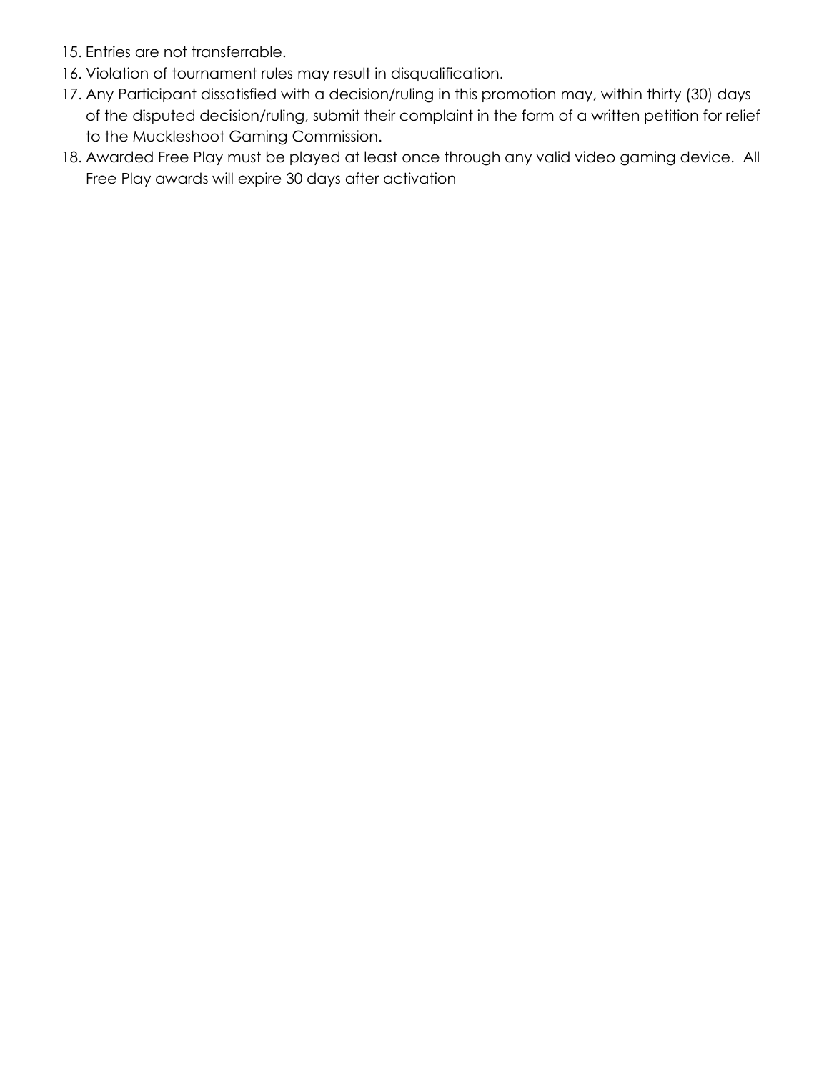15. Entries are not transferrable.
16. Violation of tournament rules may result in disqualification.
17. Any Participant dissatisfied with a decision/ruling in this promotion may, within thirty (30) days of the disputed decision/ruling, submit their complaint in the form of a written petition for relief to the Muckleshoot Gaming Commission.
18. Awarded Free Play must be played at least once through any valid video gaming device. All Free Play awards will expire 30 days after activation